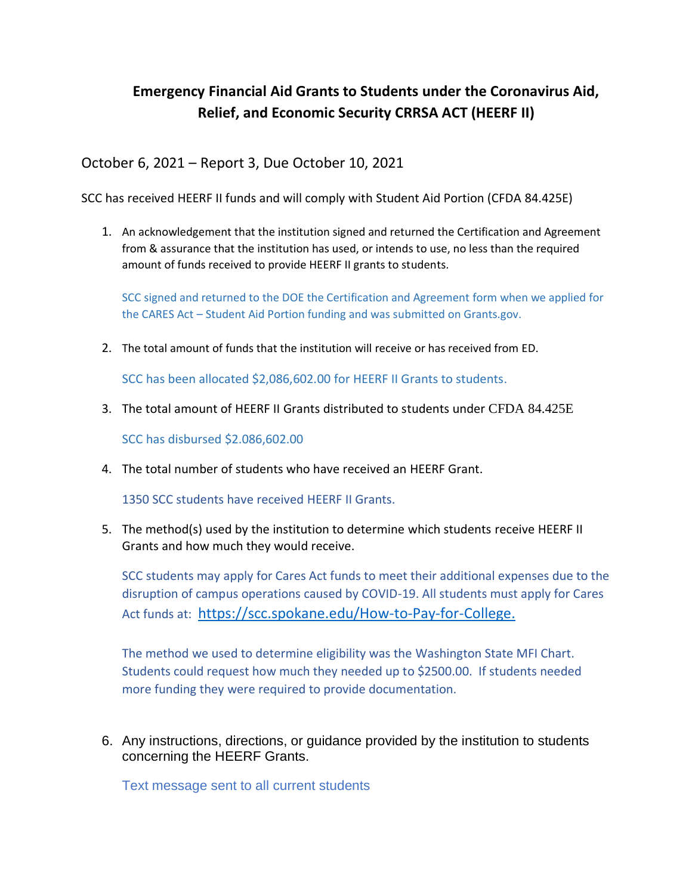# Emergency Financial Aid Grants to Students under the Coronavirus Aid, Relief, and Economic Security CRRSA ACT (HEERF II)

October 6, 2021 – Report 3, Due October 10, 2021

SCC has received HEERF II funds and will comply with Student Aid Portion (CFDA 84.425E)

1. An acknowledgement that the institution signed and returned the Certification and Agreement from & assurance that the institution has used, or intends to use, no less than the required amount of funds received to provide HEERF II grants to students.

   SCC signed and returned to the DOE the Certification and Agreement form when we applied for the CARES Act – Student Aid Portion funding and was submitted on Grants.gov.

2. The total amount of funds that the institution will receive or has received from ED.

   SCC has been allocated $2,086,602.00 for HEERF II Grants to students.

3. The total amount of HEERF II Grants distributed to students under CFDA 84.425E

   SCC has disbursed $2.086,602.00

4. The total number of students who have received an HEERF Grant.

   1350 SCC students have received HEERF II Grants.

5. The method(s) used by the institution to determine which students receive HEERF II Grants and how much they would receive.

   SCC students may apply for Cares Act funds to meet their additional expenses due to the disruption of campus operations caused by COVID-19. All students must apply for Cares Act funds at: https://scc.spokane.edu/How-to-Pay-for-College.

   The method we used to determine eligibility was the Washington State MFI Chart. Students could request how much they needed up to $2500.00. If students needed more funding they were required to provide documentation.

6. Any instructions, directions, or guidance provided by the institution to students concerning the HEERF Grants.

   Text message sent to all current students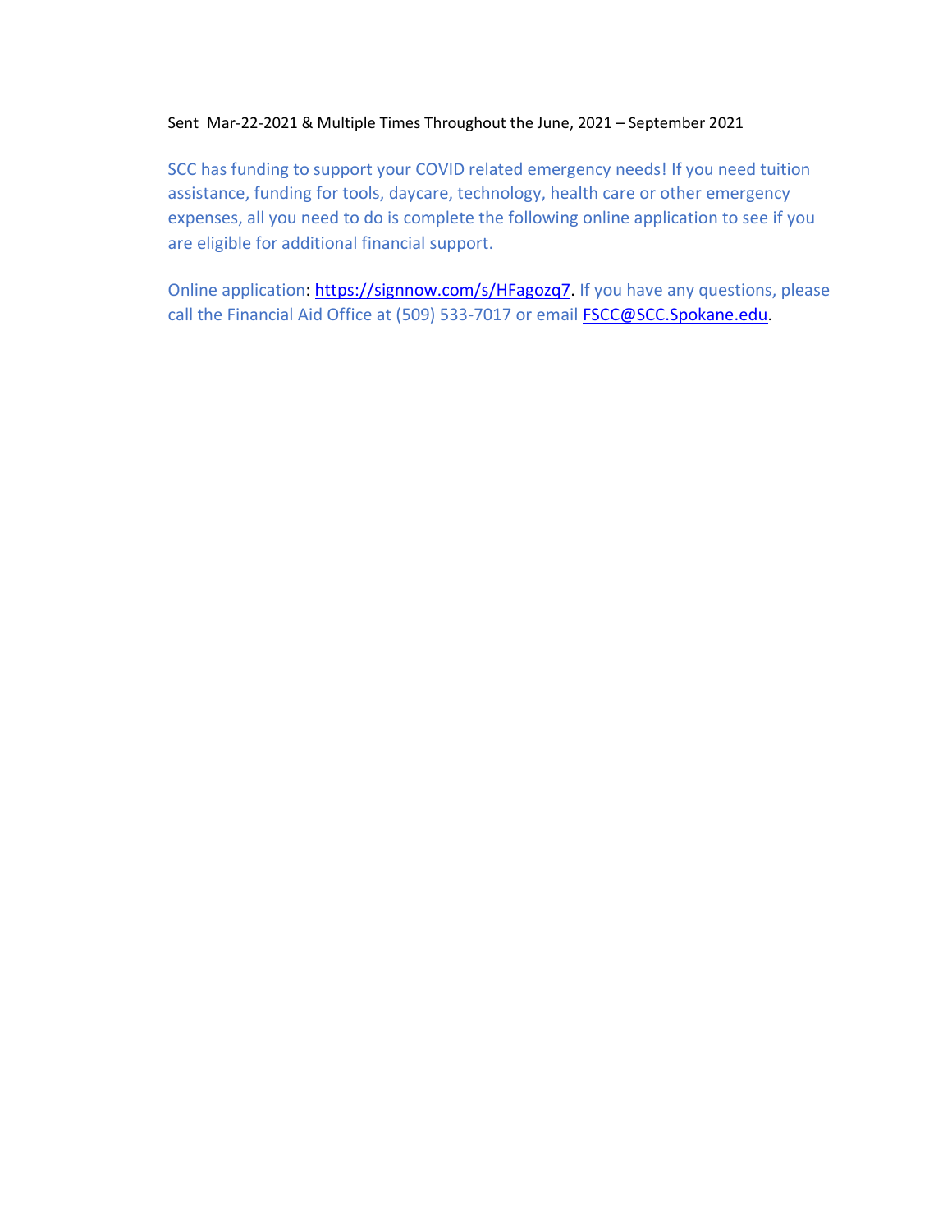Sent Mar-22-2021 & Multiple Times Throughout the June, 2021 – September 2021

SCC has funding to support your COVID related emergency needs! If you need tuition assistance, funding for tools, daycare, technology, health care or other emergency expenses, all you need to do is complete the following online application to see if you are eligible for additional financial support.

Online application: https://signnow.com/s/HFagozq7. If you have any questions, please call the Financial Aid Office at (509) 533-7017 or email FSCC@SCC.Spokane.edu.